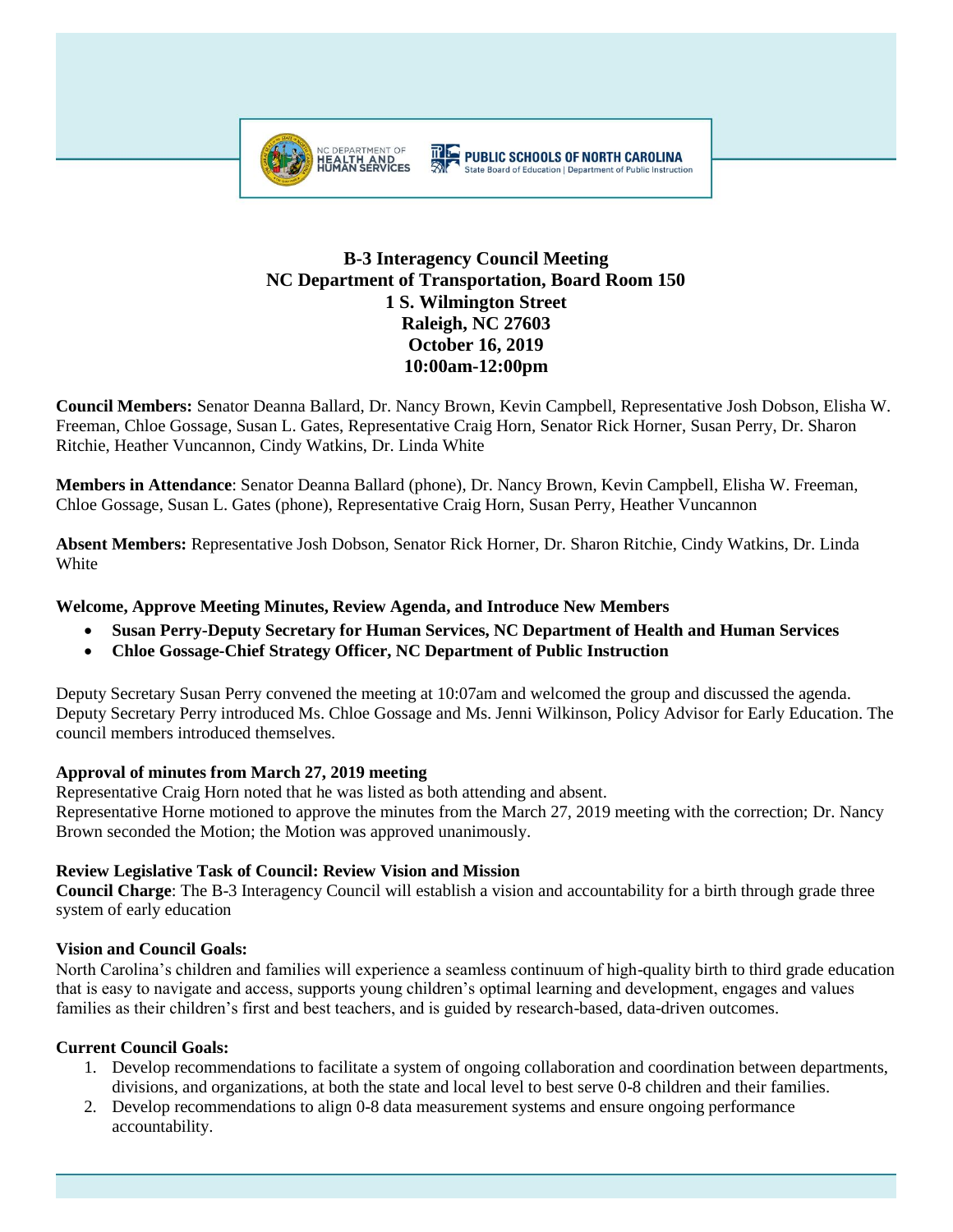# B-3 Interagency Council Meeting
## NC Department of Transportation, Board Room 150
## 1 S. Wilmington Street
## Raleigh, NC 27603
## October 16, 2019
## 10:00am-12:00pm

**Council Members:** Senator Deanna Ballard, Dr. Nancy Brown, Kevin Campbell, Representative Josh Dobson, Elisha W. Freeman, Chloe Gossage, Susan L. Gates, Representative Craig Horn, Senator Rick Horner, Susan Perry, Dr. Sharon Ritchie, Heather Vuncannon, Cindy Watkins, Dr. Linda White

**Members in Attendance**: Senator Deanna Ballard (phone), Dr. Nancy Brown, Kevin Campbell, Elisha W. Freeman, Chloe Gossage, Susan L. Gates (phone), Representative Craig Horn, Susan Perry, Heather Vuncannon

**Absent Members:** Representative Josh Dobson, Senator Rick Horner, Dr. Sharon Ritchie, Cindy Watkins, Dr. Linda White

### Welcome, Approve Meeting Minutes, Review Agenda, and Introduce New Members

- **Susan Perry-Deputy Secretary for Human Services, NC Department of Health and Human Services**
- **Chloe Gossage-Chief Strategy Officer, NC Department of Public Instruction**

Deputy Secretary Susan Perry convened the meeting at 10:07am and welcomed the group and discussed the agenda. Deputy Secretary Perry introduced Ms. Chloe Gossage and Ms. Jenni Wilkinson, Policy Advisor for Early Education. The council members introduced themselves.

### Approval of minutes from March 27, 2019 meeting

Representative Craig Horn noted that he was listed as both attending and absent.
Representative Horne motioned to approve the minutes from the March 27, 2019 meeting with the correction; Dr. Nancy Brown seconded the Motion; the Motion was approved unanimously.

### Review Legislative Task of Council: Review Vision and Mission

**Council Charge**: The B-3 Interagency Council will establish a vision and accountability for a birth through grade three system of early education

### Vision and Council Goals:

North Carolina's children and families will experience a seamless continuum of high-quality birth to third grade education that is easy to navigate and access, supports young children's optimal learning and development, engages and values families as their children's first and best teachers, and is guided by research-based, data-driven outcomes.

### Current Council Goals:

1. Develop recommendations to facilitate a system of ongoing collaboration and coordination between departments, divisions, and organizations, at both the state and local level to best serve 0-8 children and their families.
2. Develop recommendations to align 0-8 data measurement systems and ensure ongoing performance accountability.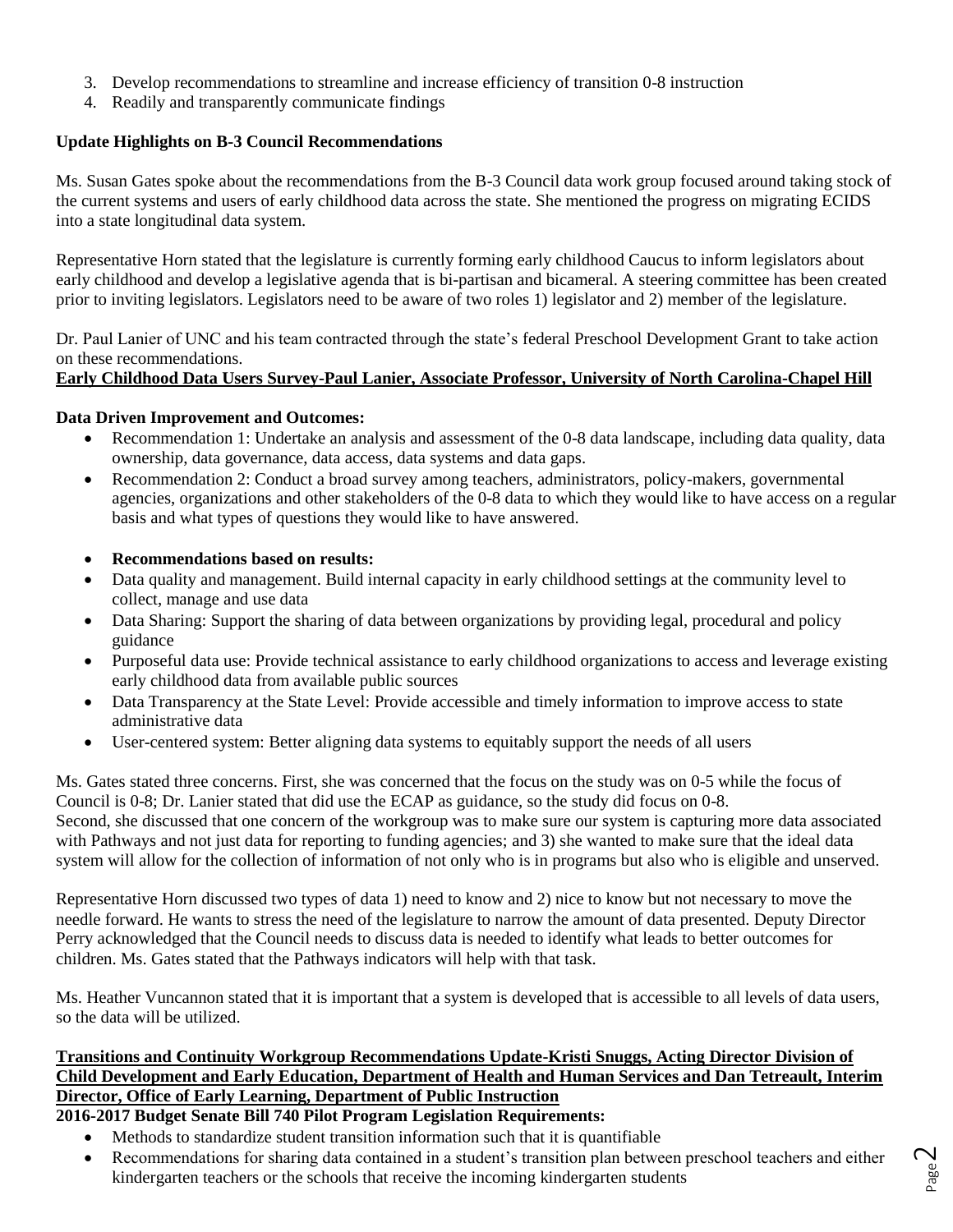3. Develop recommendations to streamline and increase efficiency of transition 0-8 instruction
4. Readily and transparently communicate findings

**Update Highlights on B-3 Council Recommendations**

Ms. Susan Gates spoke about the recommendations from the B-3 Council data work group focused around taking stock of the current systems and users of early childhood data across the state. She mentioned the progress on migrating ECIDS into a state longitudinal data system.

Representative Horn stated that the legislature is currently forming early childhood Caucus to inform legislators about early childhood and develop a legislative agenda that is bi-partisan and bicameral. A steering committee has been created prior to inviting legislators. Legislators need to be aware of two roles 1) legislator and 2) member of the legislature.

Dr. Paul Lanier of UNC and his team contracted through the state's federal Preschool Development Grant to take action on these recommendations.

**Early Childhood Data Users Survey-Paul Lanier, Associate Professor, University of North Carolina-Chapel Hill**

**Data Driven Improvement and Outcomes:**

- Recommendation 1: Undertake an analysis and assessment of the 0-8 data landscape, including data quality, data ownership, data governance, data access, data systems and data gaps.
- Recommendation 2: Conduct a broad survey among teachers, administrators, policy-makers, governmental agencies, organizations and other stakeholders of the 0-8 data to which they would like to have access on a regular basis and what types of questions they would like to have answered.

- **Recommendations based on results:**
- Data quality and management. Build internal capacity in early childhood settings at the community level to collect, manage and use data
- Data Sharing: Support the sharing of data between organizations by providing legal, procedural and policy guidance
- Purposeful data use: Provide technical assistance to early childhood organizations to access and leverage existing early childhood data from available public sources
- Data Transparency at the State Level: Provide accessible and timely information to improve access to state administrative data
- User-centered system: Better aligning data systems to equitably support the needs of all users

Ms. Gates stated three concerns. First, she was concerned that the focus on the study was on 0-5 while the focus of Council is 0-8; Dr. Lanier stated that did use the ECAP as guidance, so the study did focus on 0-8.
Second, she discussed that one concern of the workgroup was to make sure our system is capturing more data associated with Pathways and not just data for reporting to funding agencies; and 3) she wanted to make sure that the ideal data system will allow for the collection of information of not only who is in programs but also who is eligible and unserved.

Representative Horn discussed two types of data 1) need to know and 2) nice to know but not necessary to move the needle forward. He wants to stress the need of the legislature to narrow the amount of data presented. Deputy Director Perry acknowledged that the Council needs to discuss data is needed to identify what leads to better outcomes for children. Ms. Gates stated that the Pathways indicators will help with that task.

Ms. Heather Vuncannon stated that it is important that a system is developed that is accessible to all levels of data users, so the data will be utilized.

**Transitions and Continuity Workgroup Recommendations Update-Kristi Snuggs, Acting Director Division of Child Development and Early Education, Department of Health and Human Services and Dan Tetreault, Interim Director, Office of Early Learning, Department of Public Instruction**

**2016-2017 Budget Senate Bill 740 Pilot Program Legislation Requirements:**

- Methods to standardize student transition information such that it is quantifiable
- Recommendations for sharing data contained in a student's transition plan between preschool teachers and either kindergarten teachers or the schools that receive the incoming kindergarten students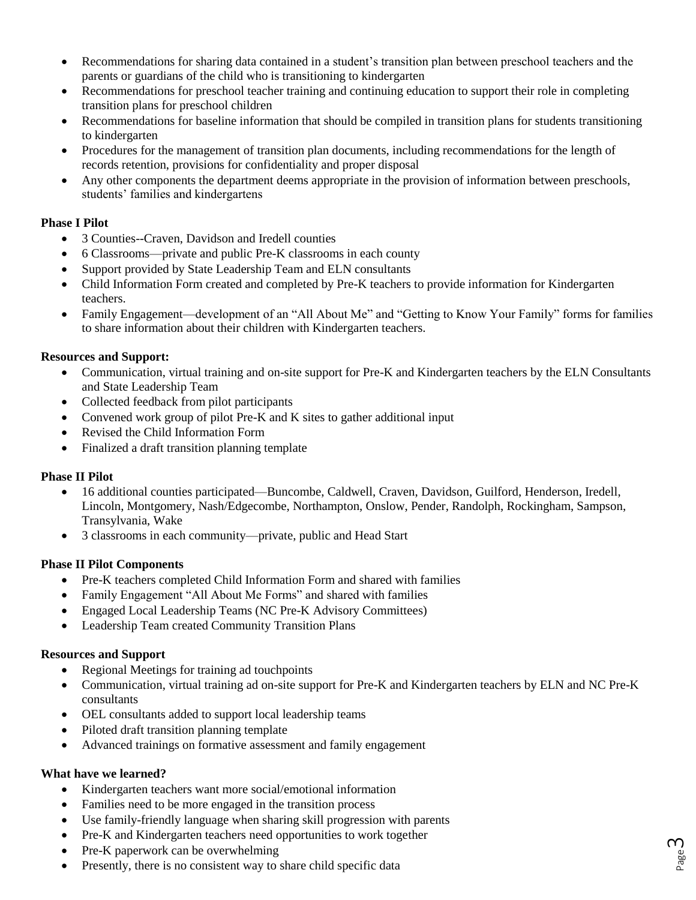- Recommendations for sharing data contained in a student's transition plan between preschool teachers and the parents or guardians of the child who is transitioning to kindergarten
- Recommendations for preschool teacher training and continuing education to support their role in completing transition plans for preschool children
- Recommendations for baseline information that should be compiled in transition plans for students transitioning to kindergarten
- Procedures for the management of transition plan documents, including recommendations for the length of records retention, provisions for confidentiality and proper disposal
- Any other components the department deems appropriate in the provision of information between preschools, students' families and kindergartens

**Phase I Pilot**

- 3 Counties--Craven, Davidson and Iredell counties
- 6 Classrooms—private and public Pre-K classrooms in each county
- Support provided by State Leadership Team and ELN consultants
- Child Information Form created and completed by Pre-K teachers to provide information for Kindergarten teachers.
- Family Engagement—development of an "All About Me" and "Getting to Know Your Family" forms for families to share information about their children with Kindergarten teachers.

**Resources and Support:**

- Communication, virtual training and on-site support for Pre-K and Kindergarten teachers by the ELN Consultants and State Leadership Team
- Collected feedback from pilot participants
- Convened work group of pilot Pre-K and K sites to gather additional input
- Revised the Child Information Form
- Finalized a draft transition planning template

**Phase II Pilot**

- 16 additional counties participated—Buncombe, Caldwell, Craven, Davidson, Guilford, Henderson, Iredell, Lincoln, Montgomery, Nash/Edgecombe, Northampton, Onslow, Pender, Randolph, Rockingham, Sampson, Transylvania, Wake
- 3 classrooms in each community—private, public and Head Start

**Phase II Pilot Components**

- Pre-K teachers completed Child Information Form and shared with families
- Family Engagement "All About Me Forms" and shared with families
- Engaged Local Leadership Teams (NC Pre-K Advisory Committees)
- Leadership Team created Community Transition Plans

**Resources and Support**

- Regional Meetings for training ad touchpoints
- Communication, virtual training ad on-site support for Pre-K and Kindergarten teachers by ELN and NC Pre-K consultants
- OEL consultants added to support local leadership teams
- Piloted draft transition planning template
- Advanced trainings on formative assessment and family engagement

**What have we learned?**

- Kindergarten teachers want more social/emotional information
- Families need to be more engaged in the transition process
- Use family-friendly language when sharing skill progression with parents
- Pre-K and Kindergarten teachers need opportunities to work together
- Pre-K paperwork can be overwhelming
- Presently, there is no consistent way to share child specific data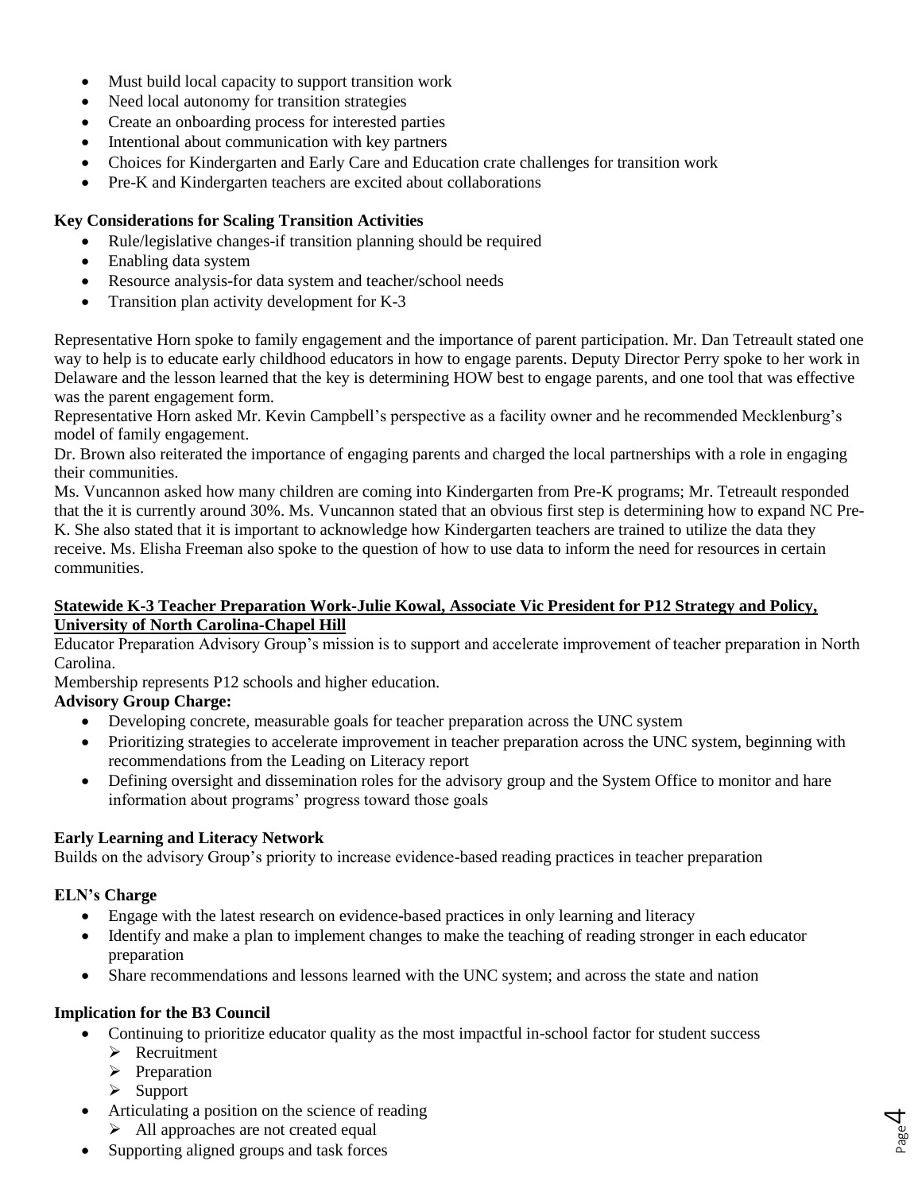- Must build local capacity to support transition work
- Need local autonomy for transition strategies
- Create an onboarding process for interested parties
- Intentional about communication with key partners
- Choices for Kindergarten and Early Care and Education crate challenges for transition work
- Pre-K and Kindergarten teachers are excited about collaborations

**Key Considerations for Scaling Transition Activities**

- Rule/legislative changes-if transition planning should be required
- Enabling data system
- Resource analysis-for data system and teacher/school needs
- Transition plan activity development for K-3

Representative Horn spoke to family engagement and the importance of parent participation. Mr. Dan Tetreault stated one way to help is to educate early childhood educators in how to engage parents. Deputy Director Perry spoke to her work in Delaware and the lesson learned that the key is determining HOW best to engage parents, and one tool that was effective was the parent engagement form.

Representative Horn asked Mr. Kevin Campbell's perspective as a facility owner and he recommended Mecklenburg's model of family engagement.

Dr. Brown also reiterated the importance of engaging parents and charged the local partnerships with a role in engaging their communities.

Ms. Vuncannon asked how many children are coming into Kindergarten from Pre-K programs; Mr. Tetreault responded that the it is currently around 30%. Ms. Vuncannon stated that an obvious first step is determining how to expand NC Pre-K. She also stated that it is important to acknowledge how Kindergarten teachers are trained to utilize the data they receive. Ms. Elisha Freeman also spoke to the question of how to use data to inform the need for resources in certain communities.

**Statewide K-3 Teacher Preparation Work-Julie Kowal, Associate Vic President for P12 Strategy and Policy, University of North Carolina-Chapel Hill**

Educator Preparation Advisory Group's mission is to support and accelerate improvement of teacher preparation in North Carolina.

Membership represents P12 schools and higher education.

**Advisory Group Charge:**

- Developing concrete, measurable goals for teacher preparation across the UNC system
- Prioritizing strategies to accelerate improvement in teacher preparation across the UNC system, beginning with recommendations from the Leading on Literacy report
- Defining oversight and dissemination roles for the advisory group and the System Office to monitor and hare information about programs' progress toward those goals

**Early Learning and Literacy Network**

Builds on the advisory Group's priority to increase evidence-based reading practices in teacher preparation

**ELN's Charge**

- Engage with the latest research on evidence-based practices in only learning and literacy
- Identify and make a plan to implement changes to make the teaching of reading stronger in each educator preparation
- Share recommendations and lessons learned with the UNC system; and across the state and nation

**Implication for the B3 Council**

- Continuing to prioritize educator quality as the most impactful in-school factor for student success
  - Recruitment
  - Preparation
  - Support
- Articulating a position on the science of reading
  - All approaches are not created equal
- Supporting aligned groups and task forces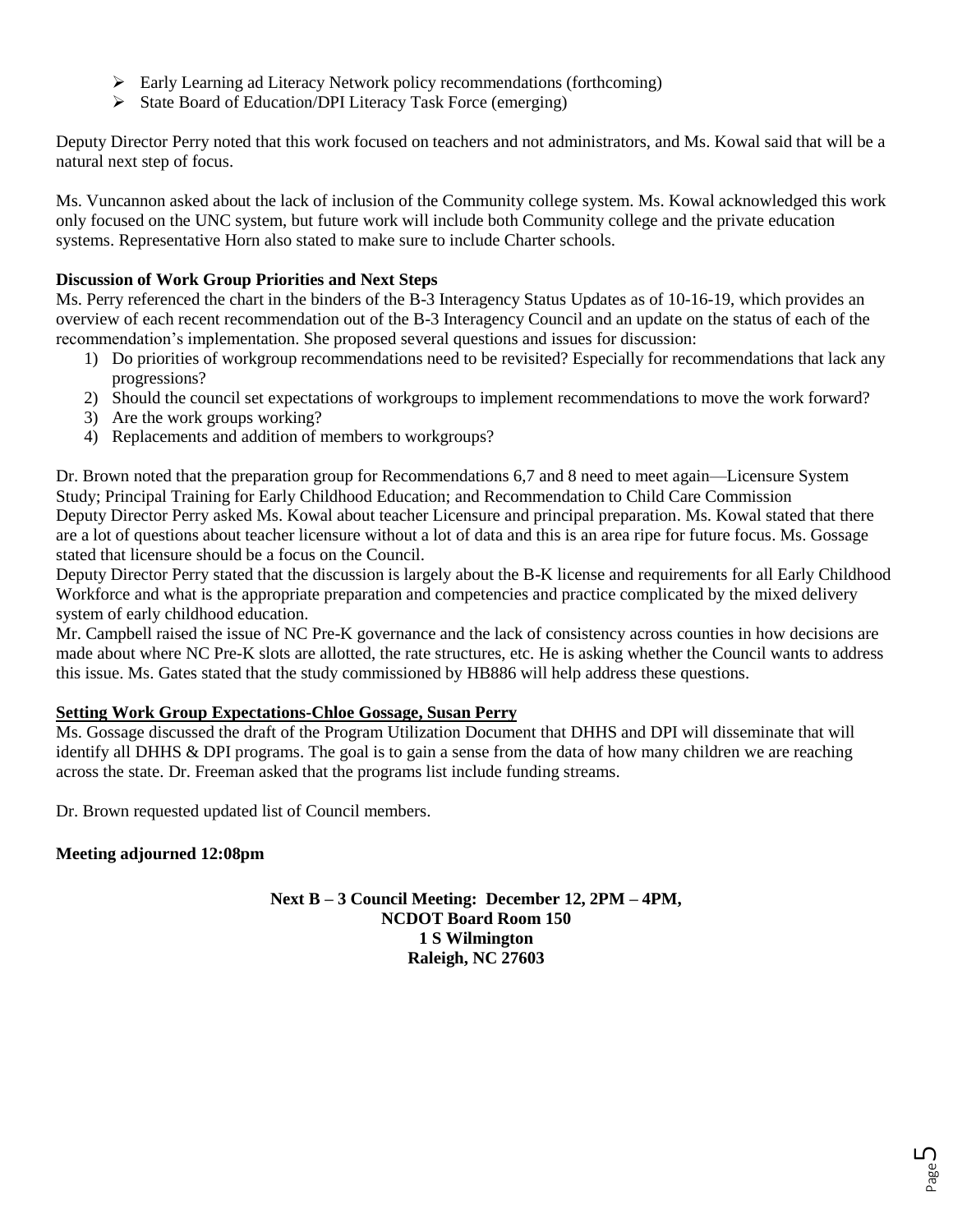- Early Learning ad Literacy Network policy recommendations (forthcoming)
- State Board of Education/DPI Literacy Task Force (emerging)

Deputy Director Perry noted that this work focused on teachers and not administrators, and Ms. Kowal said that will be a natural next step of focus.

Ms. Vuncannon asked about the lack of inclusion of the Community college system. Ms. Kowal acknowledged this work only focused on the UNC system, but future work will include both Community college and the private education systems. Representative Horn also stated to make sure to include Charter schools.

**Discussion of Work Group Priorities and Next Steps**

Ms. Perry referenced the chart in the binders of the B-3 Interagency Status Updates as of 10-16-19, which provides an overview of each recent recommendation out of the B-3 Interagency Council and an update on the status of each of the recommendation's implementation. She proposed several questions and issues for discussion:

1) Do priorities of workgroup recommendations need to be revisited? Especially for recommendations that lack any progressions?
2) Should the council set expectations of workgroups to implement recommendations to move the work forward?
3) Are the work groups working?
4) Replacements and addition of members to workgroups?

Dr. Brown noted that the preparation group for Recommendations 6,7 and 8 need to meet again—Licensure System Study; Principal Training for Early Childhood Education; and Recommendation to Child Care Commission

Deputy Director Perry asked Ms. Kowal about teacher Licensure and principal preparation. Ms. Kowal stated that there are a lot of questions about teacher licensure without a lot of data and this is an area ripe for future focus. Ms. Gossage stated that licensure should be a focus on the Council.

Deputy Director Perry stated that the discussion is largely about the B-K license and requirements for all Early Childhood Workforce and what is the appropriate preparation and competencies and practice complicated by the mixed delivery system of early childhood education.

Mr. Campbell raised the issue of NC Pre-K governance and the lack of consistency across counties in how decisions are made about where NC Pre-K slots are allotted, the rate structures, etc. He is asking whether the Council wants to address this issue. Ms. Gates stated that the study commissioned by HB886 will help address these questions.

**Setting Work Group Expectations-Chloe Gossage, Susan Perry**

Ms. Gossage discussed the draft of the Program Utilization Document that DHHS and DPI will disseminate that will identify all DHHS & DPI programs. The goal is to gain a sense from the data of how many children we are reaching across the state. Dr. Freeman asked that the programs list include funding streams.

Dr. Brown requested updated list of Council members.

**Meeting adjourned 12:08pm**

**Next B – 3 Council Meeting: December 12, 2PM – 4PM,**
**NCDOT Board Room 150**
**1 S Wilmington**
**Raleigh, NC 27603**